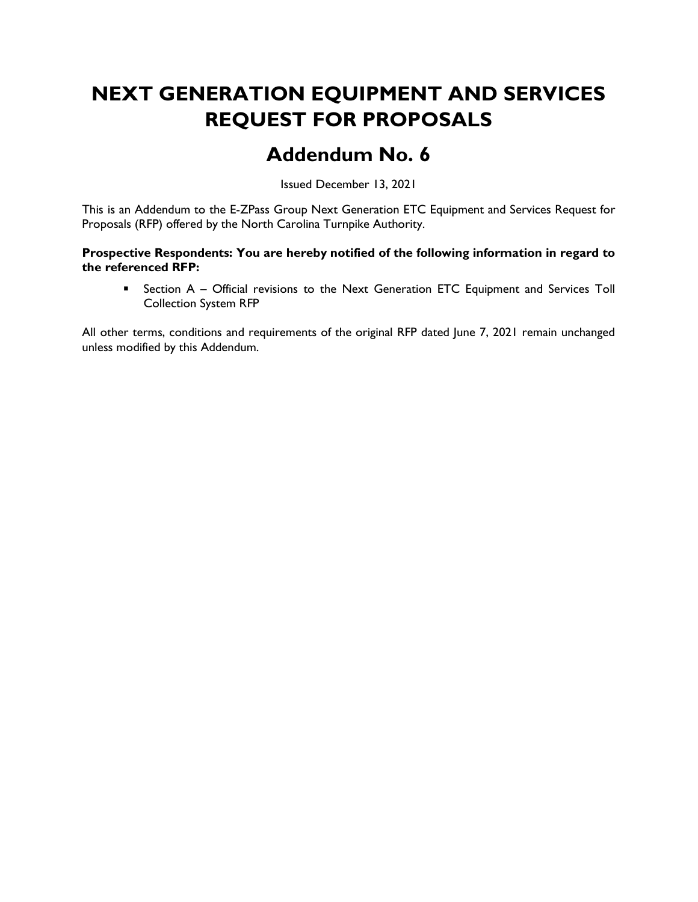# NEXT GENERATION EQUIPMENT AND SERVICES REQUEST FOR PROPOSALS

## Addendum No. 6

Issued December 13, 2021

This is an Addendum to the E-ZPass Group Next Generation ETC Equipment and Services Request for Proposals (RFP) offered by the North Carolina Turnpike Authority.

**Prospective Respondents: You are hereby notified of the following information in regard to the referenced RFP:**

- Section A – Official revisions to the Next Generation ETC Equipment and Services Toll Collection System RFP

All other terms, conditions and requirements of the original RFP dated June 7, 2021 remain unchanged unless modified by this Addendum.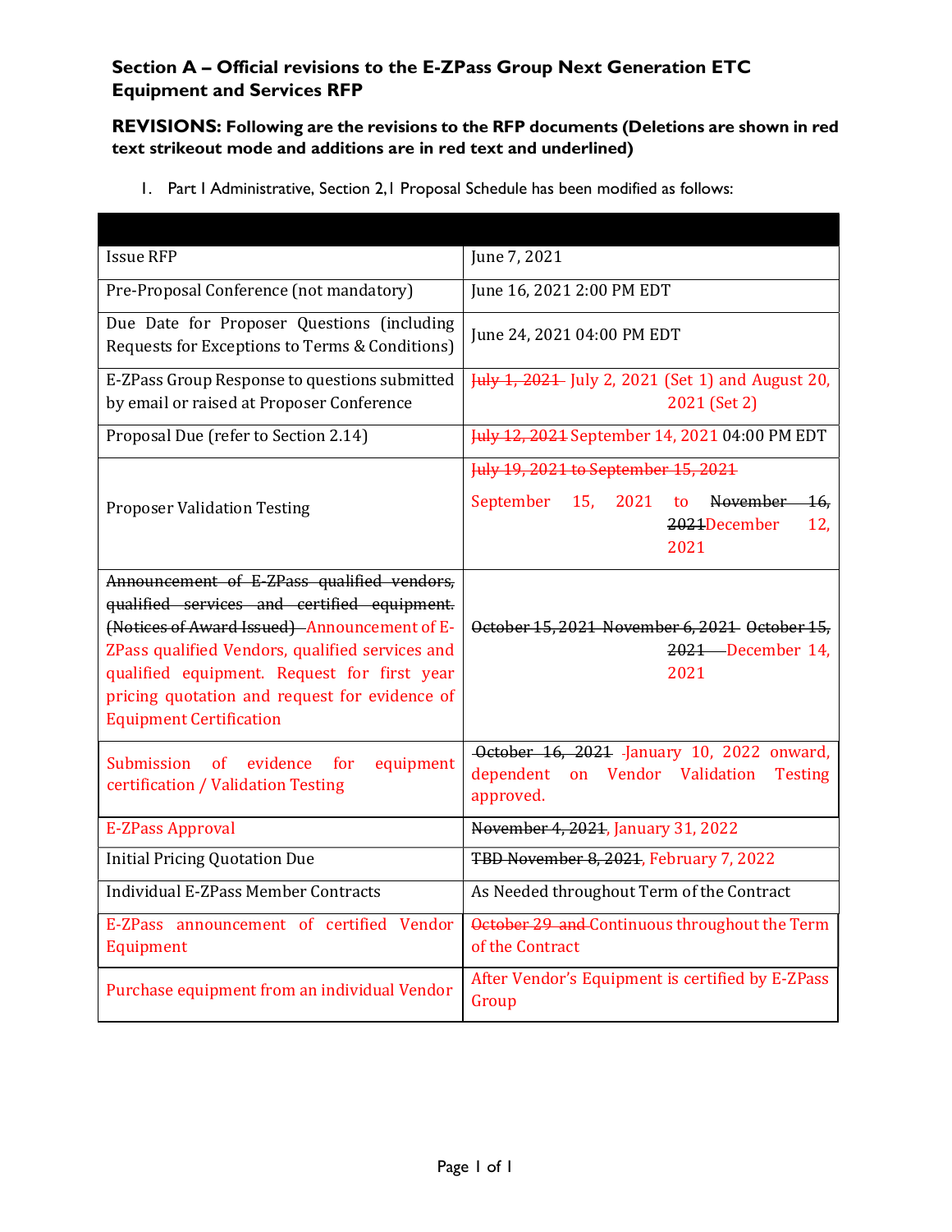## Section A – Official revisions to the E-ZPass Group Next Generation ETC Equipment and Services RFP

**REVISIONS: Following are the revisions to the RFP documents (Deletions are shown in red text strikeout mode and additions are in red text and underlined)**

1. Part I Administrative, Section 2,1 Proposal Schedule has been modified as follows:

| | |
|---|---|
| Issue RFP | June 7, 2021 |
| Pre-Proposal Conference (not mandatory) | June 16, 2021 2:00 PM EDT |
| Due Date for Proposer Questions (including Requests for Exceptions to Terms & Conditions) | June 24, 2021 04:00 PM EDT |
| E-ZPass Group Response to questions submitted by email or raised at Proposer Conference | ~~July 1, 2021~~ July 2, 2021 (Set 1) and August 20, 2021 (Set 2) |
| Proposal Due (refer to Section 2.14) | ~~July 12, 2021~~ September 14, 2021 04:00 PM EDT |
| Proposer Validation Testing | ~~July 19, 2021 to September 15, 2021~~ September 15, 2021 to ~~November 16, 2021~~ December 12, 2021 |
| ~~Announcement of E-ZPass qualified vendors, qualified services and certified equipment. (Notices of Award Issued)~~ Announcement of E-ZPass qualified Vendors, qualified services and qualified equipment. Request for first year pricing quotation and request for evidence of Equipment Certification | ~~October 15, 2021 November 6, 2021 October 15, 2021~~ December 14, 2021 |
| Submission of evidence for equipment certification / Validation Testing | ~~October 16, 2021~~ January 10, 2022 onward, dependent on Vendor Validation Testing approved. |
| E-ZPass Approval | ~~November 4, 2021~~, January 31, 2022 |
| Initial Pricing Quotation Due | ~~TBD November 8, 2021~~, February 7, 2022 |
| Individual E-ZPass Member Contracts | As Needed throughout Term of the Contract |
| E-ZPass announcement of certified Vendor Equipment | ~~October 29 and~~ Continuous throughout the Term of the Contract |
| Purchase equipment from an individual Vendor | After Vendor's Equipment is certified by E-ZPass Group |